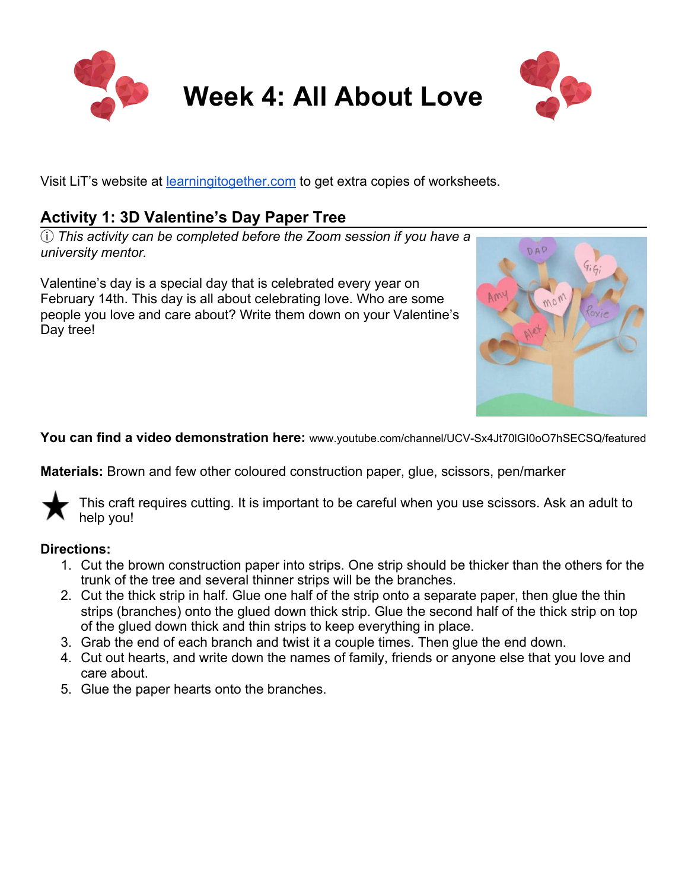# Week 4: All About Love

Visit LiT's website at [learningitogether.com](learningitogether.com) to get extra copies of worksheets.

## Activity 1: 3D Valentine's Day Paper Tree

ⓘ *This activity can be completed before the Zoom session if you have a university mentor.*

Valentine's day is a special day that is celebrated every year on February 14th. This day is all about celebrating love. Who are some people you love and care about? Write them down on your Valentine's Day tree!

**You can find a video demonstration here:** www.youtube.com/channel/UCV-Sx4Jt70lGI0oO7hSECSQ/featured

**Materials:** Brown and few other coloured construction paper, glue, scissors, pen/marker

★ This craft requires cutting. It is important to be careful when you use scissors. Ask an adult to help you!

**Directions:**

1. Cut the brown construction paper into strips. One strip should be thicker than the others for the trunk of the tree and several thinner strips will be the branches.
2. Cut the thick strip in half. Glue one half of the strip onto a separate paper, then glue the thin strips (branches) onto the glued down thick strip. Glue the second half of the thick strip on top of the glued down thick and thin strips to keep everything in place.
3. Grab the end of each branch and twist it a couple times. Then glue the end down.
4. Cut out hearts, and write down the names of family, friends or anyone else that you love and care about.
5. Glue the paper hearts onto the branches.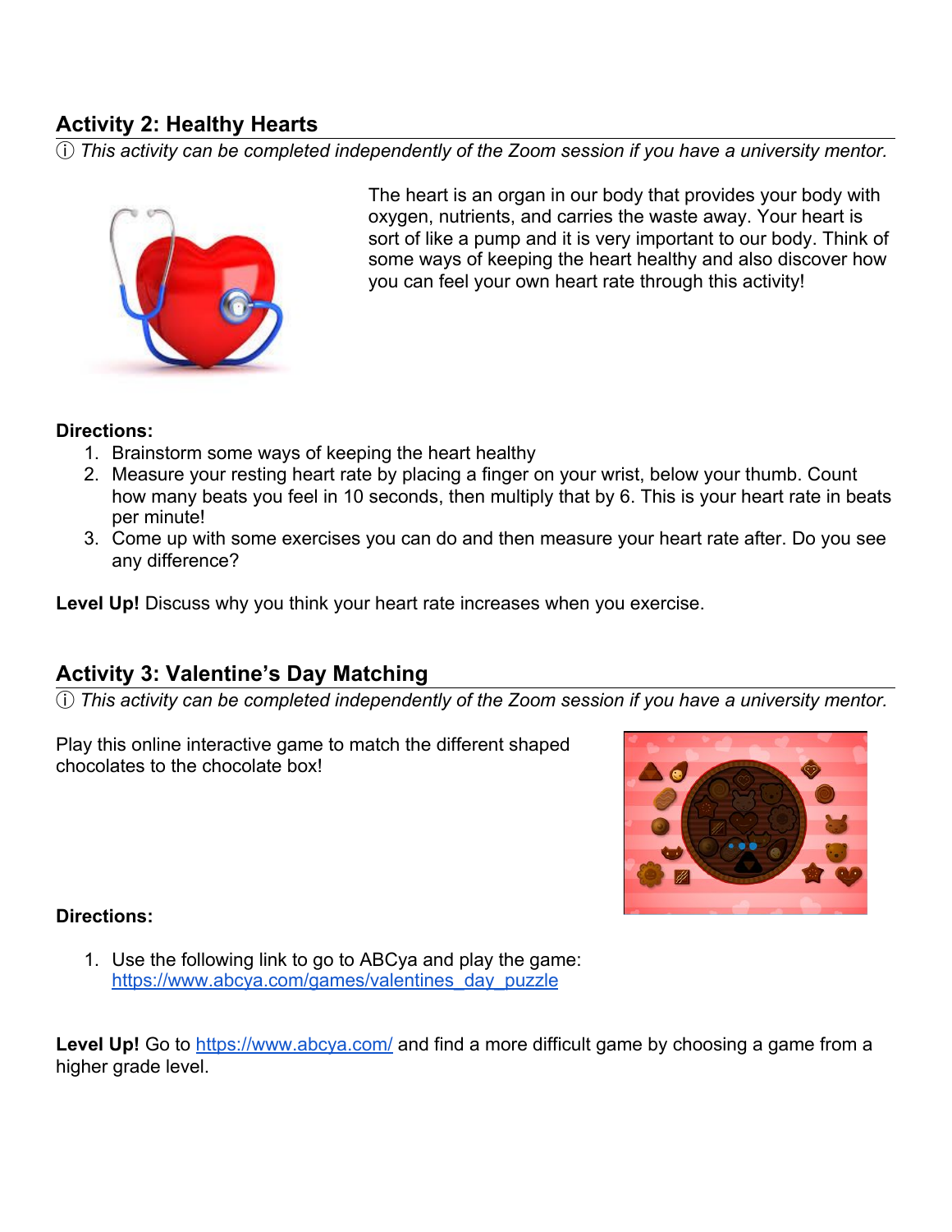## Activity 2: Healthy Hearts

ⓘ *This activity can be completed independently of the Zoom session if you have a university mentor.*

The heart is an organ in our body that provides your body with oxygen, nutrients, and carries the waste away. Your heart is sort of like a pump and it is very important to our body. Think of some ways of keeping the heart healthy and also discover how you can feel your own heart rate through this activity!

**Directions:**

1. Brainstorm some ways of keeping the heart healthy
2. Measure your resting heart rate by placing a finger on your wrist, below your thumb. Count how many beats you feel in 10 seconds, then multiply that by 6. This is your heart rate in beats per minute!
3. Come up with some exercises you can do and then measure your heart rate after. Do you see any difference?

**Level Up!** Discuss why you think your heart rate increases when you exercise.

## Activity 3: Valentine's Day Matching

ⓘ *This activity can be completed independently of the Zoom session if you have a university mentor.*

Play this online interactive game to match the different shaped chocolates to the chocolate box!

**Directions:**

1. Use the following link to go to ABCya and play the game: [https://www.abcya.com/games/valentines_day_puzzle](https://www.abcya.com/games/valentines_day_puzzle)

**Level Up!** Go to [https://www.abcya.com/](https://www.abcya.com/) and find a more difficult game by choosing a game from a higher grade level.